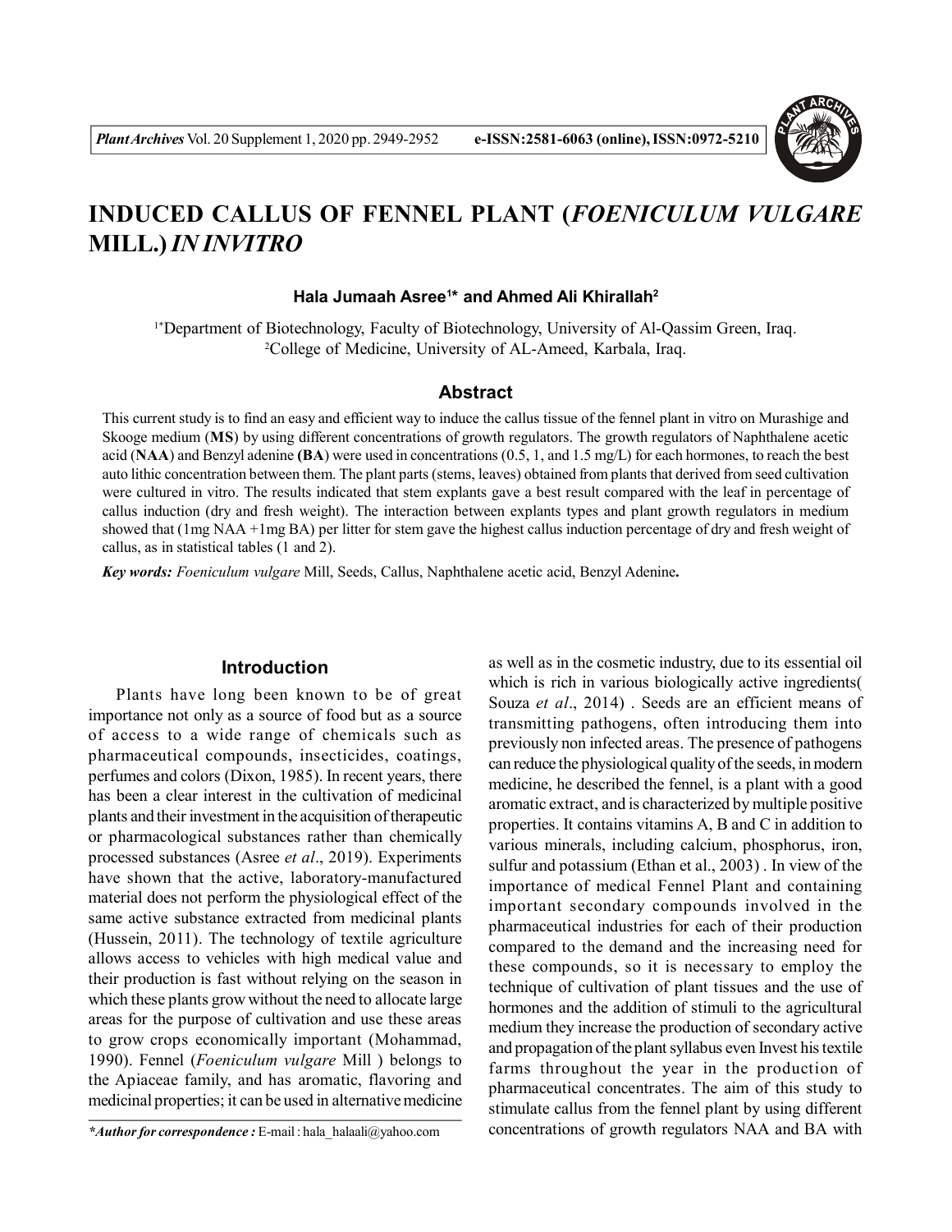# INDUCED CALLUS OF FENNEL PLANT (*FOENICULUM VULGARE* MILL.) *IN INVITRO*

**Hala Jumaah Asree[1*] and Ahmed Ali Khirallah[2]**

[1*]Department of Biotechnology, Faculty of Biotechnology, University of Al-Qassim Green, Iraq.
[2]College of Medicine, University of AL-Ameed, Karbala, Iraq.

## Abstract

This current study is to find an easy and efficient way to induce the callus tissue of the fennel plant in vitro on Murashige and Skooge medium (**MS**) by using different concentrations of growth regulators. The growth regulators of Naphthalene acetic acid (**NAA**) and Benzyl adenine **(BA)** were used in concentrations (0.5, 1, and 1.5 mg/L) for each hormones, to reach the best auto lithic concentration between them. The plant parts (stems, leaves) obtained from plants that derived from seed cultivation were cultured in vitro. The results indicated that stem explants gave a best result compared with the leaf in percentage of callus induction (dry and fresh weight). The interaction between explants types and plant growth regulators in medium showed that (1mg NAA +1mg BA) per litter for stem gave the highest callus induction percentage of dry and fresh weight of callus, as in statistical tables (1 and 2).

***Key words:*** *Foeniculum vulgare* Mill, Seeds, Callus, Naphthalene acetic acid, Benzyl Adenine**.**

## Introduction

Plants have long been known to be of great importance not only as a source of food but as a source of access to a wide range of chemicals such as pharmaceutical compounds, insecticides, coatings, perfumes and colors (Dixon, 1985). In recent years, there has been a clear interest in the cultivation of medicinal plants and their investment in the acquisition of therapeutic or pharmacological substances rather than chemically processed substances (Asree *et al*., 2019). Experiments have shown that the active, laboratory-manufactured material does not perform the physiological effect of the same active substance extracted from medicinal plants (Hussein, 2011). The technology of textile agriculture allows access to vehicles with high medical value and their production is fast without relying on the season in which these plants grow without the need to allocate large areas for the purpose of cultivation and use these areas to grow crops economically important (Mohammad, 1990). Fennel (*Foeniculum vulgare* Mill ) belongs to the Apiaceae family, and has aromatic, flavoring and medicinal properties; it can be used in alternative medicine as well as in the cosmetic industry, due to its essential oil which is rich in various biologically active ingredients( Souza *et al*., 2014) . Seeds are an efficient means of transmitting pathogens, often introducing them into previously non infected areas. The presence of pathogens can reduce the physiological quality of the seeds, in modern medicine, he described the fennel, is a plant with a good aromatic extract, and is characterized by multiple positive properties. It contains vitamins A, B and C in addition to various minerals, including calcium, phosphorus, iron, sulfur and potassium (Ethan et al., 2003) . In view of the importance of medical Fennel Plant and containing important secondary compounds involved in the pharmaceutical industries for each of their production compared to the demand and the increasing need for these compounds, so it is necessary to employ the technique of cultivation of plant tissues and the use of hormones and the addition of stimuli to the agricultural medium they increase the production of secondary active and propagation of the plant syllabus even Invest his textile farms throughout the year in the production of pharmaceutical concentrates. The aim of this study to stimulate callus from the fennel plant by using different concentrations of growth regulators NAA and BA with

***Author for correspondence :** E-mail : hala_halaali@yahoo.com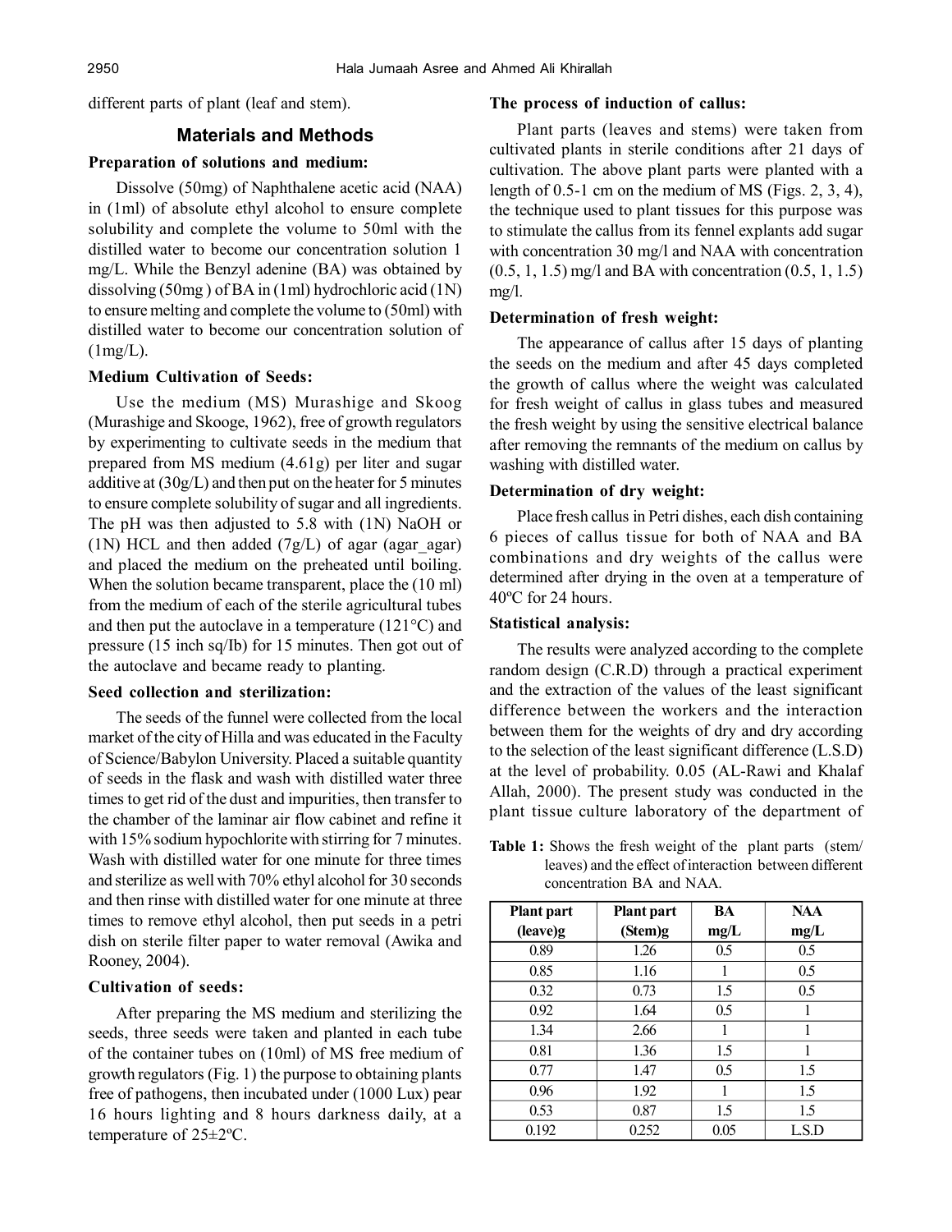different parts of plant (leaf and stem).

## Materials and Methods

### Preparation of solutions and medium:

Dissolve (50mg) of Naphthalene acetic acid (NAA) in (1ml) of absolute ethyl alcohol to ensure complete solubility and complete the volume to 50ml with the distilled water to become our concentration solution 1 mg/L. While the Benzyl adenine (BA) was obtained by dissolving (50mg ) of BA in (1ml) hydrochloric acid (1N) to ensure melting and complete the volume to (50ml) with distilled water to become our concentration solution of (1mg/L).

### Medium Cultivation of Seeds:

Use the medium (MS) Murashige and Skoog (Murashige and Skooge, 1962), free of growth regulators by experimenting to cultivate seeds in the medium that prepared from MS medium (4.61g) per liter and sugar additive at (30g/L) and then put on the heater for 5 minutes to ensure complete solubility of sugar and all ingredients. The pH was then adjusted to 5.8 with (1N) NaOH or (1N) HCL and then added (7g/L) of agar (agar_agar) and placed the medium on the preheated until boiling. When the solution became transparent, place the (10 ml) from the medium of each of the sterile agricultural tubes and then put the autoclave in a temperature (121°C) and pressure (15 inch sq/Ib) for 15 minutes. Then got out of the autoclave and became ready to planting.

### Seed collection and sterilization:

The seeds of the funnel were collected from the local market of the city of Hilla and was educated in the Faculty of Science/Babylon University. Placed a suitable quantity of seeds in the flask and wash with distilled water three times to get rid of the dust and impurities, then transfer to the chamber of the laminar air flow cabinet and refine it with 15% sodium hypochlorite with stirring for 7 minutes. Wash with distilled water for one minute for three times and sterilize as well with 70% ethyl alcohol for 30 seconds and then rinse with distilled water for one minute at three times to remove ethyl alcohol, then put seeds in a petri dish on sterile filter paper to water removal (Awika and Rooney, 2004).

### Cultivation of seeds:

After preparing the MS medium and sterilizing the seeds, three seeds were taken and planted in each tube of the container tubes on (10ml) of MS free medium of growth regulators (Fig. 1) the purpose to obtaining plants free of pathogens, then incubated under (1000 Lux) pear 16 hours lighting and 8 hours darkness daily, at a temperature of 25±2ºC.

### The process of induction of callus:

Plant parts (leaves and stems) were taken from cultivated plants in sterile conditions after 21 days of cultivation. The above plant parts were planted with a length of 0.5-1 cm on the medium of MS (Figs. 2, 3, 4), the technique used to plant tissues for this purpose was to stimulate the callus from its fennel explants add sugar with concentration 30 mg/l and NAA with concentration (0.5, 1, 1.5) mg/l and BA with concentration (0.5, 1, 1.5) mg/l.

### Determination of fresh weight:

The appearance of callus after 15 days of planting the seeds on the medium and after 45 days completed the growth of callus where the weight was calculated for fresh weight of callus in glass tubes and measured the fresh weight by using the sensitive electrical balance after removing the remnants of the medium on callus by washing with distilled water.

### Determination of dry weight:

Place fresh callus in Petri dishes, each dish containing 6 pieces of callus tissue for both of NAA and BA combinations and dry weights of the callus were determined after drying in the oven at a temperature of 40ºC for 24 hours.

### Statistical analysis:

The results were analyzed according to the complete random design (C.R.D) through a practical experiment and the extraction of the values of the least significant difference between the workers and the interaction between them for the weights of dry and dry according to the selection of the least significant difference (L.S.D) at the level of probability. 0.05 (AL-Rawi and Khalaf Allah, 2000). The present study was conducted in the plant tissue culture laboratory of the department of

**Table 1:** Shows the fresh weight of the plant parts (stem/ leaves) and the effect of interaction between different concentration BA and NAA.

| Plant part (leave)g | Plant part (Stem)g | BA mg/L | NAA mg/L |
|---|---|---|---|
| 0.89 | 1.26 | 0.5 | 0.5 |
| 0.85 | 1.16 | 1 | 0.5 |
| 0.32 | 0.73 | 1.5 | 0.5 |
| 0.92 | 1.64 | 0.5 | 1 |
| 1.34 | 2.66 | 1 | 1 |
| 0.81 | 1.36 | 1.5 | 1 |
| 0.77 | 1.47 | 0.5 | 1.5 |
| 0.96 | 1.92 | 1 | 1.5 |
| 0.53 | 0.87 | 1.5 | 1.5 |
| 0.192 | 0.252 | 0.05 | L.S.D |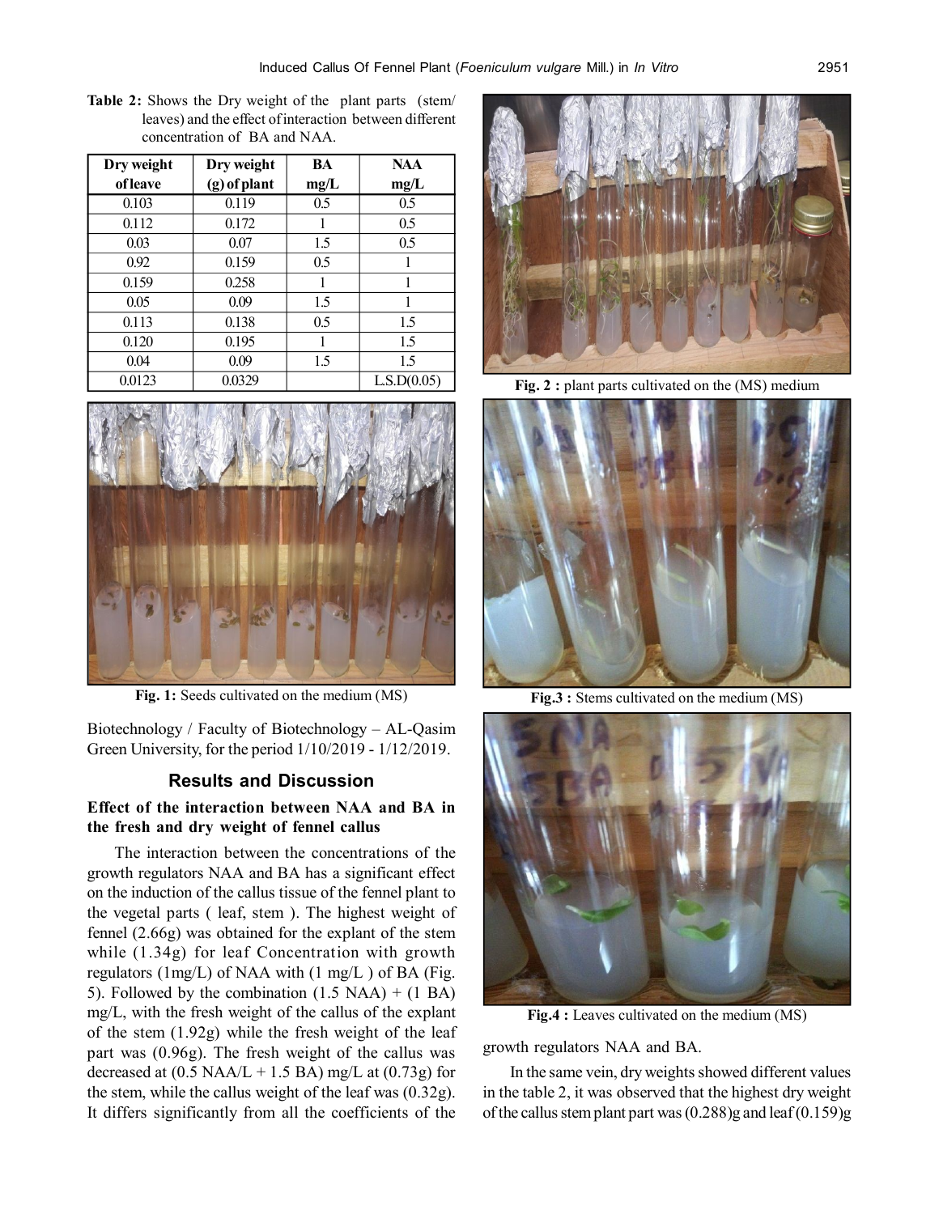**Table 2:** Shows the Dry weight of the plant parts (stem/ leaves) and the effect of interaction between different concentration of BA and NAA.

| Dry weight of leave | Dry weight (g) of plant | BA mg/L | NAA mg/L |
|---|---|---|---|
| 0.103 | 0.119 | 0.5 | 0.5 |
| 0.112 | 0.172 | 1 | 0.5 |
| 0.03 | 0.07 | 1.5 | 0.5 |
| 0.92 | 0.159 | 0.5 | 1 |
| 0.159 | 0.258 | 1 | 1 |
| 0.05 | 0.09 | 1.5 | 1 |
| 0.113 | 0.138 | 0.5 | 1.5 |
| 0.120 | 0.195 | 1 | 1.5 |
| 0.04 | 0.09 | 1.5 | 1.5 |
| 0.0123 | 0.0329 | | L.S.D(0.05) |

**Fig. 1:** Seeds cultivated on the medium (MS)

**Fig. 2 :** plant parts cultivated on the (MS) medium

**Fig.3 :** Stems cultivated on the medium (MS)

**Fig.4 :** Leaves cultivated on the medium (MS)

Biotechnology / Faculty of Biotechnology – AL-Qasim Green University, for the period 1/10/2019 - 1/12/2019.

## Results and Discussion

### Effect of the interaction between NAA and BA in the fresh and dry weight of fennel callus

The interaction between the concentrations of the growth regulators NAA and BA has a significant effect on the induction of the callus tissue of the fennel plant to the vegetal parts ( leaf, stem ). The highest weight of fennel (2.66g) was obtained for the explant of the stem while (1.34g) for leaf Concentration with growth regulators (1mg/L) of NAA with (1 mg/L ) of BA (Fig. 5). Followed by the combination (1.5 NAA) + (1 BA) mg/L, with the fresh weight of the callus of the explant of the stem (1.92g) while the fresh weight of the leaf part was (0.96g). The fresh weight of the callus was decreased at (0.5 NAA/L + 1.5 BA) mg/L at (0.73g) for the stem, while the callus weight of the leaf was (0.32g). It differs significantly from all the coefficients of the growth regulators NAA and BA.

In the same vein, dry weights showed different values in the table 2, it was observed that the highest dry weight of the callus stem plant part was (0.288)g and leaf (0.159)g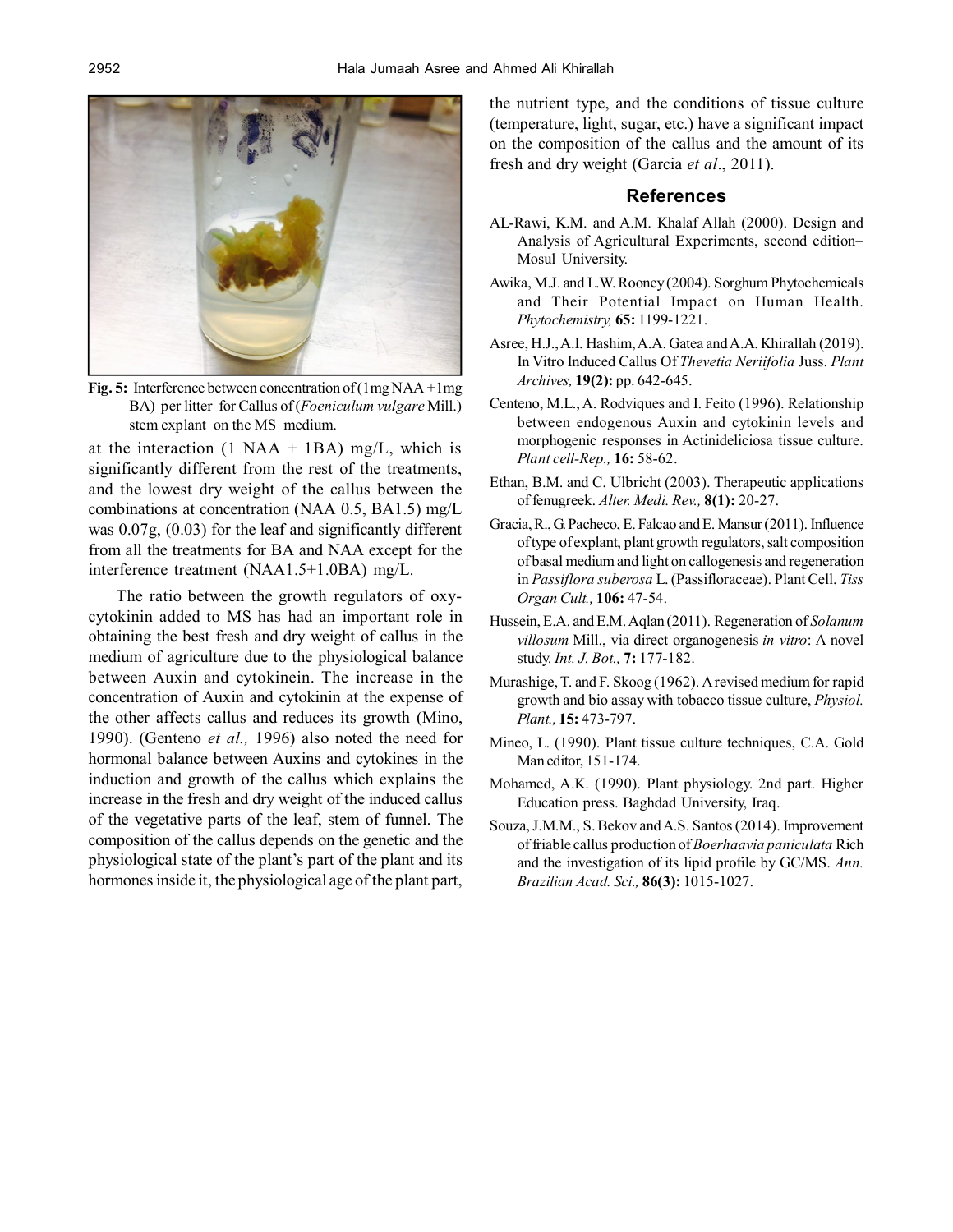**Fig. 5:** Interference between concentration of (1mg NAA +1mg BA) per litter for Callus of (*Foeniculum vulgare* Mill.) stem explant on the MS medium.

at the interaction (1 NAA + 1BA) mg/L, which is significantly different from the rest of the treatments, and the lowest dry weight of the callus between the combinations at concentration (NAA 0.5, BA1.5) mg/L was 0.07g, (0.03) for the leaf and significantly different from all the treatments for BA and NAA except for the interference treatment (NAA1.5+1.0BA) mg/L.

The ratio between the growth regulators of oxy-cytokinin added to MS has had an important role in obtaining the best fresh and dry weight of callus in the medium of agriculture due to the physiological balance between Auxin and cytokinein. The increase in the concentration of Auxin and cytokinin at the expense of the other affects callus and reduces its growth (Mino, 1990). (Genteno *et al.,* 1996) also noted the need for hormonal balance between Auxins and cytokines in the induction and growth of the callus which explains the increase in the fresh and dry weight of the induced callus of the vegetative parts of the leaf, stem of funnel. The composition of the callus depends on the genetic and the physiological state of the plant's part of the plant and its hormones inside it, the physiological age of the plant part, the nutrient type, and the conditions of tissue culture (temperature, light, sugar, etc.) have a significant impact on the composition of the callus and the amount of its fresh and dry weight (Garcia *et al*., 2011).

## References

AL-Rawi, K.M. and A.M. Khalaf Allah (2000). Design and Analysis of Agricultural Experiments, second edition– Mosul University.

Awika, M.J. and L.W. Rooney (2004). Sorghum Phytochemicals and Their Potential Impact on Human Health. *Phytochemistry,* **65:** 1199-1221.

Asree, H.J., A.I. Hashim, A.A. Gatea and A.A. Khirallah (2019). In Vitro Induced Callus Of *Thevetia Neriifolia* Juss. *Plant Archives,* **19(2):** pp. 642-645.

Centeno, M.L., A. Rodviques and I. Feito (1996). Relationship between endogenous Auxin and cytokinin levels and morphogenic responses in Actinideliciosa tissue culture. *Plant cell-Rep.,* **16:** 58-62.

Ethan, B.M. and C. Ulbricht (2003). Therapeutic applications of fenugreek. *Alter. Medi. Rev.,* **8(1):** 20-27.

Gracia, R., G. Pacheco, E. Falcao and E. Mansur (2011). Influence of type of explant, plant growth regulators, salt composition of basal medium and light on callogenesis and regeneration in *Passiflora suberosa* L. (Passifloraceae). Plant Cell. *Tiss Organ Cult.,* **106:** 47-54.

Hussein, E.A. and E.M. Aqlan (2011). Regeneration of *Solanum villosum* Mill., via direct organogenesis *in vitro*: A novel study. *Int. J. Bot.,* **7:** 177-182.

Murashige, T. and F. Skoog (1962). A revised medium for rapid growth and bio assay with tobacco tissue culture, *Physiol. Plant.,* **15:** 473-797.

Mineo, L. (1990). Plant tissue culture techniques, C.A. Gold Man editor, 151-174.

Mohamed, A.K. (1990). Plant physiology. 2nd part. Higher Education press. Baghdad University, Iraq.

Souza, J.M.M., S. Bekov and A.S. Santos (2014). Improvement of friable callus production of *Boerhaavia paniculata* Rich and the investigation of its lipid profile by GC/MS. *Ann. Brazilian Acad. Sci.,* **86(3):** 1015-1027.